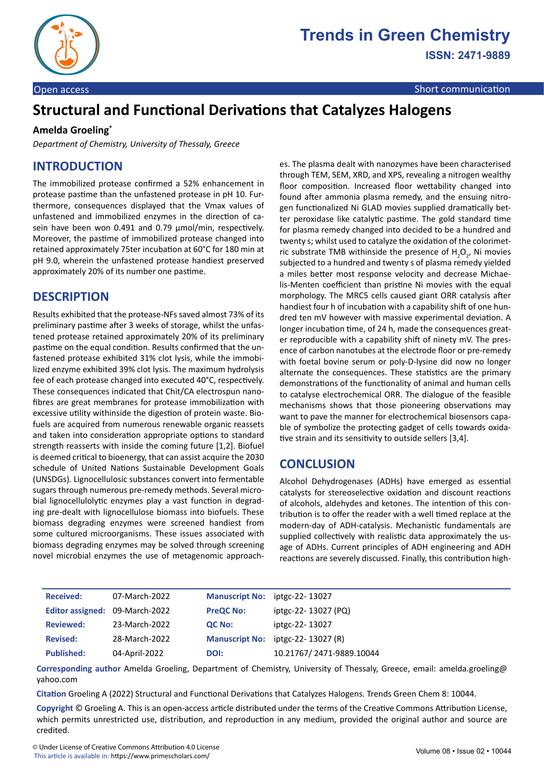Open access

Short communication

# Structural and Functional Derivations that Catalyzes Halogens

**Amelda Groeling***

*Department of Chemistry, University of Thessaly, Greece*

## INTRODUCTION

The immobilized protease confirmed a 52% enhancement in protease pastime than the unfastened protease in pH 10. Furthermore, consequences displayed that the Vmax values of unfastened and immobilized enzymes in the direction of casein have been won 0.491 and 0.79 μmol/min, respectively. Moreover, the pastime of immobilized protease changed into retained approximately 75ter incubation at 60°C for 180 min at pH 9.0, wherein the unfastened protease handiest preserved approximately 20% of its number one pastime.

## DESCRIPTION

Results exhibited that the protease-NFs saved almost 73% of its preliminary pastime after 3 weeks of storage, whilst the unfastened protease retained approximately 20% of its preliminary pastime on the equal condition. Results confirmed that the unfastened protease exhibited 31% clot lysis, while the immobilized enzyme exhibited 39% clot lysis. The maximum hydrolysis fee of each protease changed into executed 40°C, respectively. These consequences indicated that Chit/CA electrospun nanofibres are great membranes for protease immobilization with excessive utility withinside the digestion of protein waste. Biofuels are acquired from numerous renewable organic reassets and taken into consideration appropriate options to standard strength reasserts with inside the coming future [1,2]. Biofuel is deemed critical to bioenergy, that can assist acquire the 2030 schedule of United Nations Sustainable Development Goals (UNSDGs). Lignocellulosic substances convert into fermentable sugars through numerous pre-remedy methods. Several microbial lignocellulolytic enzymes play a vast function in degrading pre-dealt with lignocellulose biomass into biofuels. These biomass degrading enzymes were screened handiest from some cultured microorganisms. These issues associated with biomass degrading enzymes may be solved through screening novel microbial enzymes the use of metagenomic approaches. The plasma dealt with nanozymes have been characterised through TEM, SEM, XRD, and XPS, revealing a nitrogen wealthy floor composition. Increased floor wettability changed into found after ammonia plasma remedy, and the ensuing nitrogen functionalized Ni GLAD movies supplied dramatically better peroxidase like catalytic pastime. The gold standard time for plasma remedy changed into decided to be a hundred and twenty s; whilst used to catalyze the oxidation of the colorimetric substrate TMB withinside the presence of $H_2O_2$, Ni movies subjected to a hundred and twenty s of plasma remedy yielded a miles better most response velocity and decrease Michaelis-Menten coefficient than pristine Ni movies with the equal morphology. The MRC5 cells caused giant ORR catalysis after handiest four h of incubation with a capability shift of one hundred ten mV however with massive experimental deviation. A longer incubation time, of 24 h, made the consequences greater reproducible with a capability shift of ninety mV. The presence of carbon nanotubes at the electrode floor or pre-remedy with foetal bovine serum or poly-D-lysine did now no longer alternate the consequences. These statistics are the primary demonstrations of the functionality of animal and human cells to catalyse electrochemical ORR. The dialogue of the feasible mechanisms shows that those pioneering observations may want to pave the manner for electrochemical biosensors capable of symbolize the protecting gadget of cells towards oxidative strain and its sensitivity to outside sellers [3,4].

## CONCLUSION

Alcohol Dehydrogenases (ADHs) have emerged as essential catalysts for stereoselective oxidation and discount reactions of alcohols, aldehydes and ketones. The intention of this contribution is to offer the reader with a well timed replace at the modern-day of ADH-catalysis. Mechanistic fundamentals are supplied collectively with realistic data approximately the usage of ADHs. Current principles of ADH engineering and ADH reactions are severely discussed. Finally, this contribution high-

| | | | |
|---|---|---|---|
| **Received:** | 07-March-2022 | **Manuscript No:** | iptgc-22- 13027 |
| **Editor assigned:** | 09-March-2022 | **PreQC No:** | iptgc-22- 13027 (PQ) |
| **Reviewed:** | 23-March-2022 | **QC No:** | iptgc-22- 13027 |
| **Revised:** | 28-March-2022 | **Manuscript No:** | iptgc-22- 13027 (R) |
| **Published:** | 04-April-2022 | **DOI:** | 10.21767/ 2471-9889.10044 |

**Corresponding author** Amelda Groeling, Department of Chemistry, University of Thessaly, Greece, email: amelda.groeling@yahoo.com

**Citation** Groeling A (2022) Structural and Functional Derivations that Catalyzes Halogens. Trends Green Chem 8: 10044.

**Copyright** © Groeling A. This is an open-access article distributed under the terms of the Creative Commons Attribution License, which permits unrestricted use, distribution, and reproduction in any medium, provided the original author and source are credited.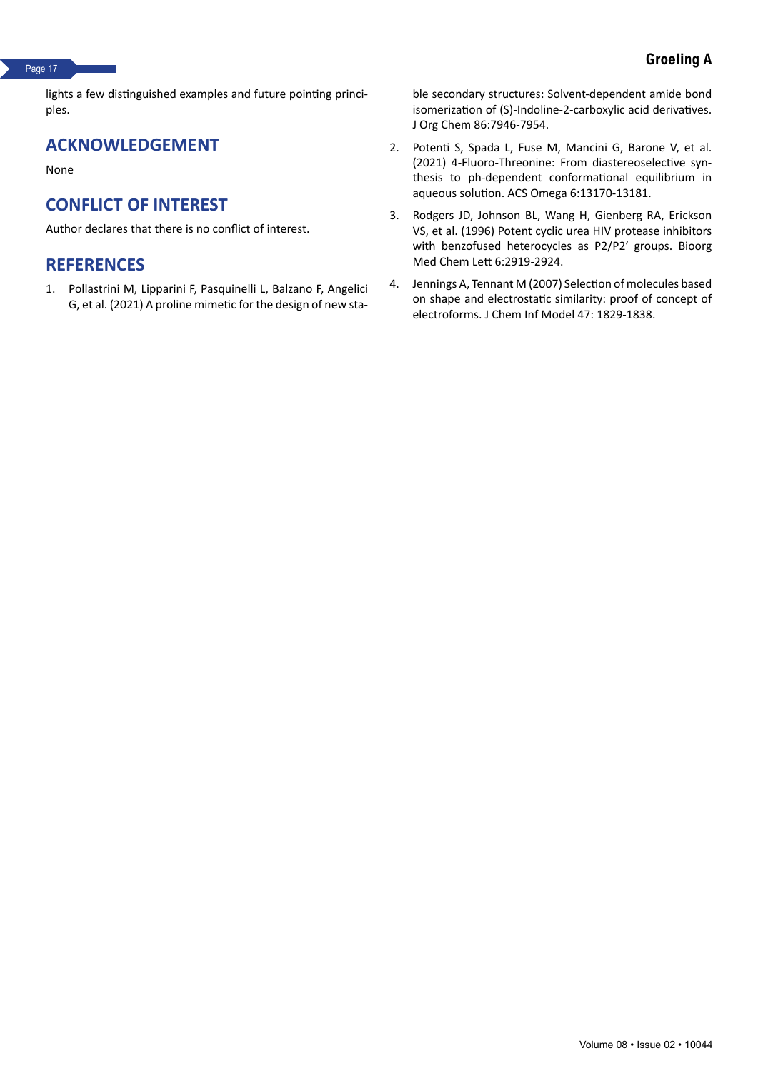lights a few distinguished examples and future pointing principles.

## ACKNOWLEDGEMENT

None

## CONFLICT OF INTEREST

Author declares that there is no conflict of interest.

## REFERENCES

1. Pollastrini M, Lipparini F, Pasquinelli L, Balzano F, Angelici G, et al. (2021) A proline mimetic for the design of new stable secondary structures: Solvent-dependent amide bond isomerization of (S)-Indoline-2-carboxylic acid derivatives. J Org Chem 86:7946-7954.
2. Potenti S, Spada L, Fuse M, Mancini G, Barone V, et al. (2021) 4-Fluoro-Threonine: From diastereoselective synthesis to ph-dependent conformational equilibrium in aqueous solution. ACS Omega 6:13170-13181.
3. Rodgers JD, Johnson BL, Wang H, Gienberg RA, Erickson VS, et al. (1996) Potent cyclic urea HIV protease inhibitors with benzofused heterocycles as P2/P2′ groups. Bioorg Med Chem Lett 6:2919-2924.
4. Jennings A, Tennant M (2007) Selection of molecules based on shape and electrostatic similarity: proof of concept of electroforms. J Chem Inf Model 47: 1829-1838.